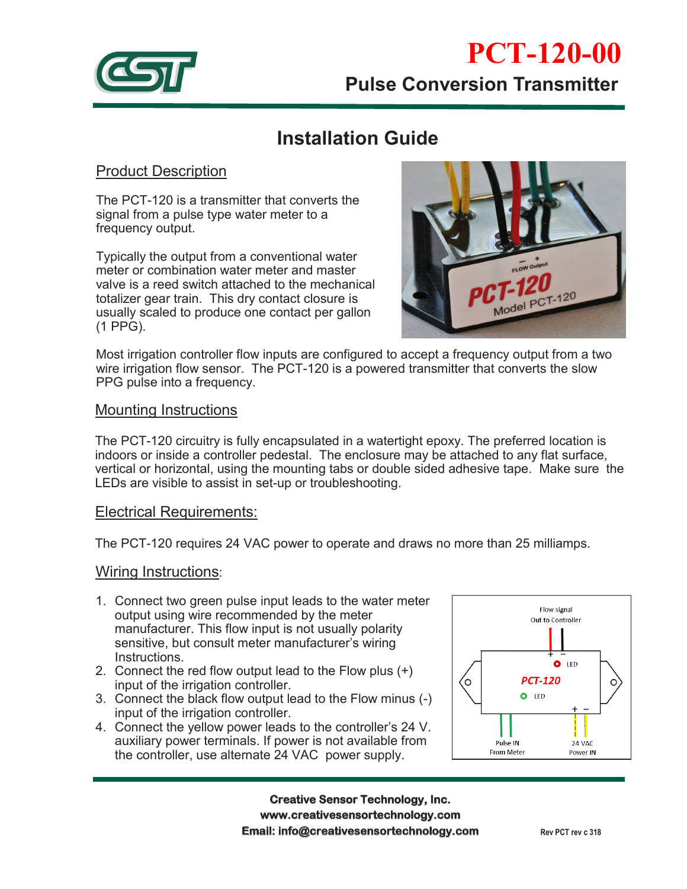# PCT-120-00

## Pulse Conversion Transmitter

# Installation Guide

## Product Description

The PCT-120 is a transmitter that converts the signal from a pulse type water meter to a frequency output.

Typically the output from a conventional water meter or combination water meter and master valve is a reed switch attached to the mechanical totalizer gear train. This dry contact closure is usually scaled to produce one contact per gallon (1 PPG).

Most irrigation controller flow inputs are configured to accept a frequency output from a two wire irrigation flow sensor. The PCT-120 is a powered transmitter that converts the slow PPG pulse into a frequency.

## Mounting Instructions

The PCT-120 circuitry is fully encapsulated in a watertight epoxy. The preferred location is indoors or inside a controller pedestal. The enclosure may be attached to any flat surface, vertical or horizontal, using the mounting tabs or double sided adhesive tape. Make sure the LEDs are visible to assist in set-up or troubleshooting.

## Electrical Requirements:

The PCT-120 requires 24 VAC power to operate and draws no more than 25 milliamps.

## Wiring Instructions:

1. Connect two green pulse input leads to the water meter output using wire recommended by the meter manufacturer. This flow input is not usually polarity sensitive, but consult meter manufacturer's wiring Instructions.
2. Connect the red flow output lead to the Flow plus (+) input of the irrigation controller.
3. Connect the black flow output lead to the Flow minus (-) input of the irrigation controller.
4. Connect the yellow power leads to the controller's 24 V. auxiliary power terminals. If power is not available from the controller, use alternate 24 VAC power supply.

**Creative Sensor Technology, Inc.**
**www.creativesensortechnology.com**
**Email: info@creativesensortechnology.com**

Rev PCT rev c 318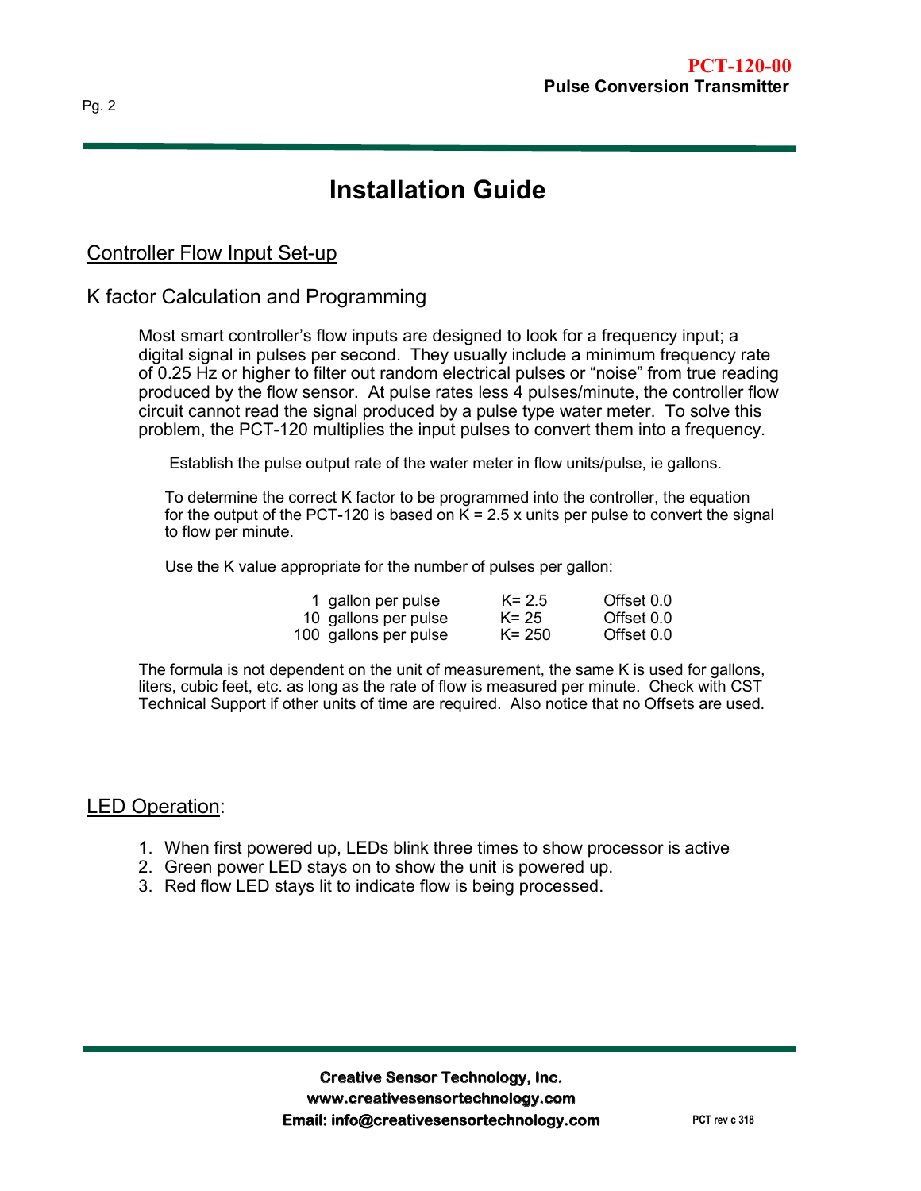# Installation Guide

## Controller Flow Input Set-up

### K factor Calculation and Programming

Most smart controller's flow inputs are designed to look for a frequency input; a digital signal in pulses per second. They usually include a minimum frequency rate of 0.25 Hz or higher to filter out random electrical pulses or "noise" from true reading produced by the flow sensor. At pulse rates less 4 pulses/minute, the controller flow circuit cannot read the signal produced by a pulse type water meter. To solve this problem, the PCT-120 multiplies the input pulses to convert them into a frequency.

Establish the pulse output rate of the water meter in flow units/pulse, ie gallons.

To determine the correct K factor to be programmed into the controller, the equation for the output of the PCT-120 is based on K = 2.5 x units per pulse to convert the signal to flow per minute.

Use the K value appropriate for the number of pulses per gallon:

| | | |
|---|---|---|
| 1 gallon per pulse | K= 2.5 | Offset 0.0 |
| 10 gallons per pulse | K= 25 | Offset 0.0 |
| 100 gallons per pulse | K= 250 | Offset 0.0 |

The formula is not dependent on the unit of measurement, the same K is used for gallons, liters, cubic feet, etc. as long as the rate of flow is measured per minute. Check with CST Technical Support if other units of time are required. Also notice that no Offsets are used.

## LED Operation:

1. When first powered up, LEDs blink three times to show processor is active
2. Green power LED stays on to show the unit is powered up.
3. Red flow LED stays lit to indicate flow is being processed.

**Creative Sensor Technology, Inc.**
**www.creativesensortechnology.com**
**Email: info@creativesensortechnology.com**

PCT rev c 318